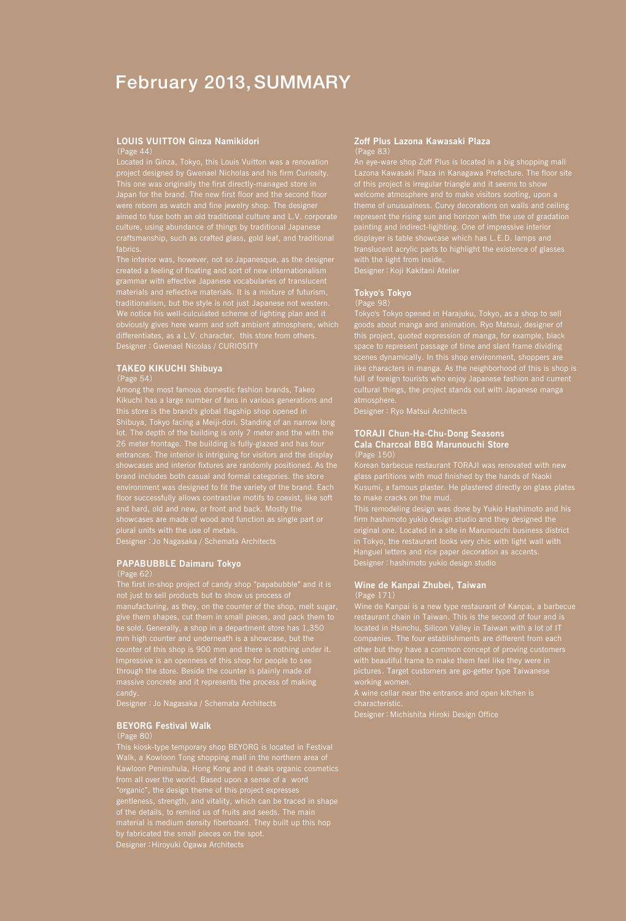# February 2013, SUMMARY

### LOUIS VUITTON Ginza Namikidori

(Page 44)

Located in Ginza, Tokyo, this Louis Vuitton was a renovation project designed by Gwenael Nicholas and his firm Curiosity. This one was originally the first directly-managed store in Japan for the brand. The new first floor and the second floor were reborn as watch and fine jewelry shop. The designer aimed to fuse both an old traditional culture and L.V. corporate culture, using abundance of things by traditional Japanese craftsmanship, such as crafted glass, gold leaf, and traditional fabrics.

The interior was, however, not so Japanesque, as the designer created a feeling of floating and sort of new internationalism grammar with effective Japanese vocabularies of translucent materials and reflective materials. It is a mixture of futurism, traditionalism, but the style is not just Japanese not western. We notice his well-culculated scheme of lighting plan and it obviously gives here warm and soft ambient atmosphere, which differentiates, as a L.V. character, this store from others.

Designer : Gwenael Nicolas / CURIOSITY

### TAKEO KIKUCHI Shibuya

(Page 54)

Among the most famous domestic fashion brands, Takeo Kikuchi has a large number of fans in various generations and this store is the brand's global flagship shop opened in Shibuya, Tokyo facing a Meiji-dori. Standing of an narrow long lot. The depth of the building is only 7 meter and the with the 26 meter frontage. The building is fully-glazed and has four entrances. The interior is intriguing for visitors and the display showcases and interior fixtures are randomly positioned. As the brand includes both casual and formal categories. the store environment was designed to fit the variety of the brand. Each floor successfully allows contrastive motifs to coexist, like soft and hard, old and new, or front and back. Mostly the showcases are made of wood and function as single part or plural units with the use of metals.

Designer : Jo Nagasaka / Schemata Architects

### PAPABUBBLE Daimaru Tokyo

(Page 62)

The first in-shop project of candy shop "papabubble" and it is not just to sell products but to show us process of manufacturing, as they, on the counter of the shop, melt sugar, give them shapes, cut them in small pieces, and pack them to be sold. Generally, a shop in a department store has 1,350 mm high counter and underneath is a showcase, but the counter of this shop is 900 mm and there is nothing under it. Impressive is an openness of this shop for people to see through the store. Beside the counter is plainly made of massive concrete and it represents the process of making candy.

Designer : Jo Nagasaka / Schemata Architects

### BEYORG Festival Walk

(Page 80)

This kiosk-type temporary shop BEYORG is located in Festival Walk, a Kowloon Tong shopping mall in the northern area of Kawloon Peninshula, Hong Kong and it deals organic cosmetics from all over the world. Based upon a sense of a word "organic", the design theme of this project expresses gentleness, strength, and vitality, which can be traced in shape of the details, to remind us of fruits and seeds. The main material is medium density fiberboard. They built up this hop by fabricated the small pieces on the spot.

Designer : Hiroyuki Ogawa Architects

### Zoff Plus Lazona Kawasaki Plaza

(Page 83)

An eye-ware shop Zoff Plus is located in a big shopping mall Lazona Kawasaki Plaza in Kanagawa Prefecture. The floor site of this project is irregular triangle and it seems to show welcome atmosphere and to make visitors sooting, upon a theme of unusualness. Curvy decorations on walls and ceiling represent the rising sun and horizon with the use of gradation painting and indirect-ligjhting. One of impressive interior displayer is table showcase which has L.E.D. lamps and translucent acrylic parts to highlight the existence of glasses with the light from inside.

Designer : Koji Kakitani Atelier

### Tokyo's Tokyo

(Page 98)

Tokyo's Tokyo opened in Harajuku, Tokyo, as a shop to sell goods about manga and animation. Ryo Matsui, designer of this project, quoted expression of manga, for example, black space to represent passage of time and slant frame dividing scenes dynamically. In this shop environment, shoppers are like characters in manga. As the neighborhood of this is shop is full of foreign tourists who enjoy Japanese fashion and current cultural things, the project stands out with Japanese manga atmosphere.

Designer : Ryo Matsui Architects

### TORAJI Chun-Ha-Chu-Dong Seasons Cala Charcoal BBQ Marunouchi Store

(Page 150)

Korean barbecue restaurant TORAJI was renovated with new glass partitions with mud finished by the hands of Naoki Kusumi, a famous plaster. He plastered directly on glass plates to make cracks on the mud.

This remodeling design was done by Yukio Hashimoto and his firm hashimoto yukio design studio and they designed the original one. Located in a site in Marunouchi business district in Tokyo, the restaurant looks very chic with light wall with Hanguel letters and rice paper decoration as accents.

Designer : hashimoto yukio design studio

### Wine de Kanpai Zhubei, Taiwan

(Page 171)

Wine de Kanpai is a new type restaurant of Kanpai, a barbecue restaurant chain in Taiwan. This is the second of four and is located in Hsinchu, Silicon Valley in Taiwan with a lot of IT companies. The four establishments are different from each other but they have a common concept of proving customers with beautiful frame to make them feel like they were in pictures. Target customers are go-getter type Taiwanese working women.

A wine cellar near the entrance and open kitchen is characteristic.

Designer : Michishita Hiroki Design Office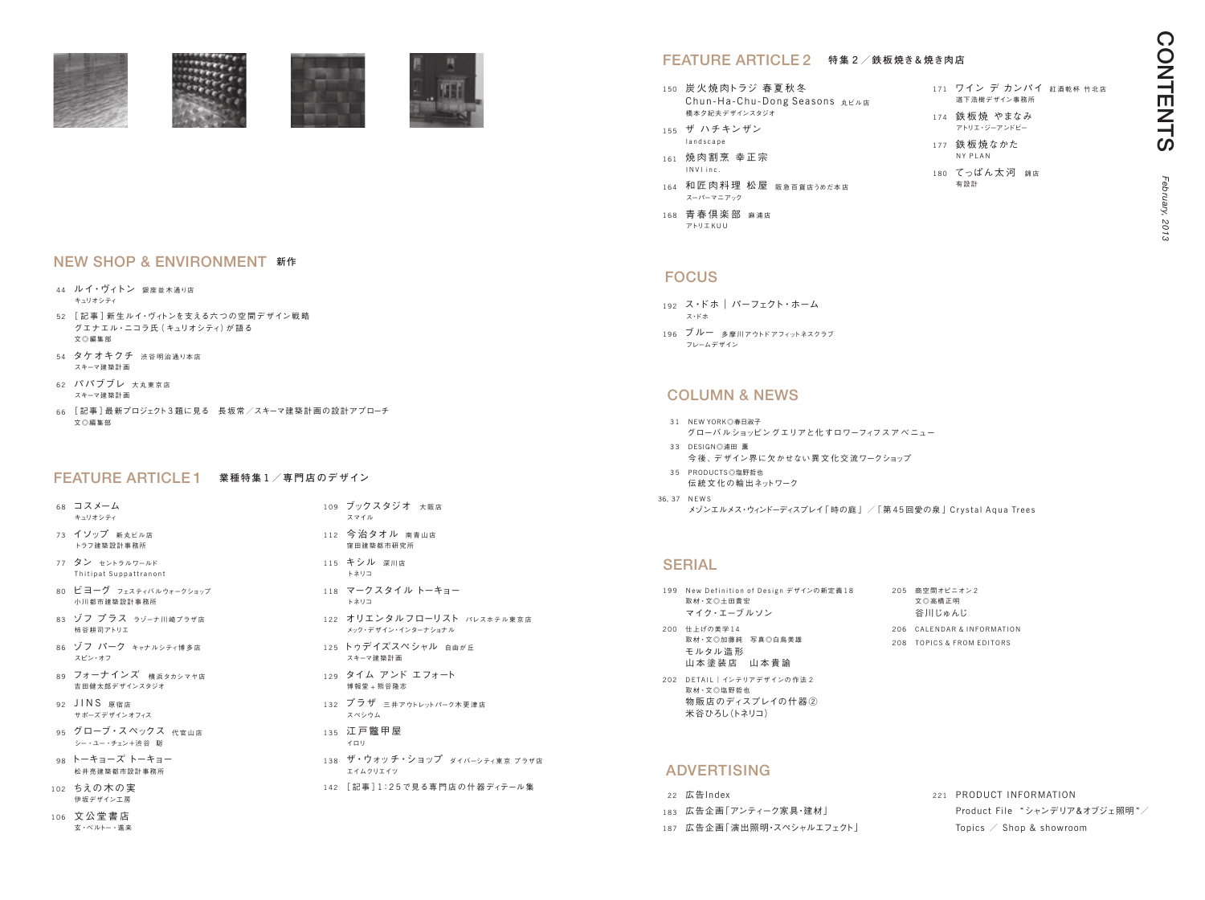# CONTENTS

*February, 2013*

## NEW SHOP & ENVIRONMENT 新作

- 44 ルイ・ヴィトン 銀座並木通り店
  キュリオシティ
- 52 ［記事］新生ルイ・ヴィトンを支える六つの空間デザイン戦略
  グエナエル・ニコラ氏（キュリオシティ）が語る
  文◎編集部
- 54 タケオキクチ 渋谷明治通り本店
  スキーマ建築計画
- 62 ババブブレ 大丸東京店
  スキーマ建築計画
- 66 ［記事］最新プロジェクト3題に見る 長坂常／スキーマ建築計画の設計アプローチ
  文◎編集部

## FEATURE ARTICLE 1 業種特集1／専門店のデザイン

- 68 コスメーム
  キュリオシティ
- 73 イソップ 新丸ビル店
  トラフ建築設計事務所
- 77 タン セントラルワールド
  Thitipat Suppattranont
- 80 ビヨーグ フェスティバルウォークショップ
  小川都市建築設計事務所
- 83 ゾフ プラス ラゾーナ川崎プラザ店
  柿谷耕司アトリエ
- 86 ゾフ パーク キャナルシティ博多店
  スピン・オフ
- 89 フォーナインズ 横浜タカシマヤ店
  吉田健太郎デザインスタジオ
- 92 JINS 原宿店
  サポーズデザインオフィス
- 95 グローブ・スペックス 代官山店
  シー・ユー・チェン＋渋谷 聡
- 98 トーキョーズ トーキョー
  松井亮建築都市設計事務所
- 102 ちえの木の実
  伊坂デザイン工房
- 106 文公堂書店
  玄・ベルトー・進来
- 109 ブックスタジオ 大阪店
  スマイル
- 112 今治タオル 南青山店
  窪田建築都市研究所
- 115 キシル 深川店
  トネリコ
- 118 マークスタイル トーキョー
  トネリコ
- 122 オリエンタルフローリスト パレスホテル東京店
  メック・デザイン・インターナショナル
- 125 トゥデイズスペシャル 自由が丘
  スキーマ建築計画
- 129 タイム アンド エフォート
  博報堂＋熊谷隆志
- 132 プラザ 三井アウトレットパーク木更津店
  スペシウム
- 135 江戸鼈甲屋
  イロリ
- 138 ザ・ウォッチ・ショップ ダイバーシティ東京 プラザ店
  エイムクリエイツ
- 142 ［記事］1：25で見る専門店の什器ディテール集

## FEATURE ARTICLE 2 特集2／鉄板焼き＆焼き肉店

- 150 炭火焼肉トラジ 春夏秋冬
  Chun-Ha-Chu-Dong Seasons 丸ビル店
  橋本夕紀夫デザインスタジオ
- 155 ザ ハチキンザン
  landscape
- 161 焼肉割烹 幸正宗
  INVI inc.
- 164 和匠肉料理 松屋 阪急百貨店うめだ本店
  スーパーマニアック
- 168 青春倶楽部 麻浦店
  アトリエKUU
- 171 ワイン デ カンパイ 紅酒乾杯 竹北店
  道下浩樹デザイン事務所
- 174 鉄板焼 やまなみ
  アトリエ・シーアンドビー
- 177 鉄板焼なかた
  NY PLAN
- 180 てっぱん太河 錦店
  有設計

## FOCUS

- 192 ス・ドホ ｜ パーフェクト・ホーム
  ス・ドホ
- 196 ブルー 多摩川アウトドアフィットネスクラブ
  フレームデザイン

## COLUMN & NEWS

- 31 NEW YORK◎春日淑子
  グローバルショッピングエリアと化すロワーフィフスアベニュー
- 33 DESIGN◎浦田 薫
  今後、デザイン界に欠かせない異文化交流ワークショップ
- 35 PRODUCTS◎塩野哲也
  伝統文化の輸出ネットワーク
- 36, 37 NEWS
  メゾンエルメス・ウィンドーディスプレイ「時の庭」／「第45回愛の泉」Crystal Aqua Trees

## SERIAL

- 199 New Definition of Design デザインの新定義18
  取材・文◎土田貴宏
  マイク・エーブルソン
- 200 仕上げの美学14
  取材・文◎加藤純 写真◎白鳥美雄
  モルタル造形
  山本塗装店 山本貴諭
- 202 DETAIL｜インテリアデザインの作法2
  取材・文◎塩野哲也
  物販店のディスプレイの什器②
  米谷ひろし（トネリコ）
- 205 商空間オピニオン2
  文◎高橋正明
  谷川じゅんじ
- 206 CALENDAR & INFORMATION
- 208 TOPICS & FROM EDITORS

## ADVERTISING

- 22 広告Index
- 183 広告企画「アンティーク家具・建材」
- 187 広告企画「演出照明・スペシャルエフェクト」
- 221 PRODUCT INFORMATION
  Product File "シャンデリア&オブジェ照明"／
  Topics ／ Shop & showroom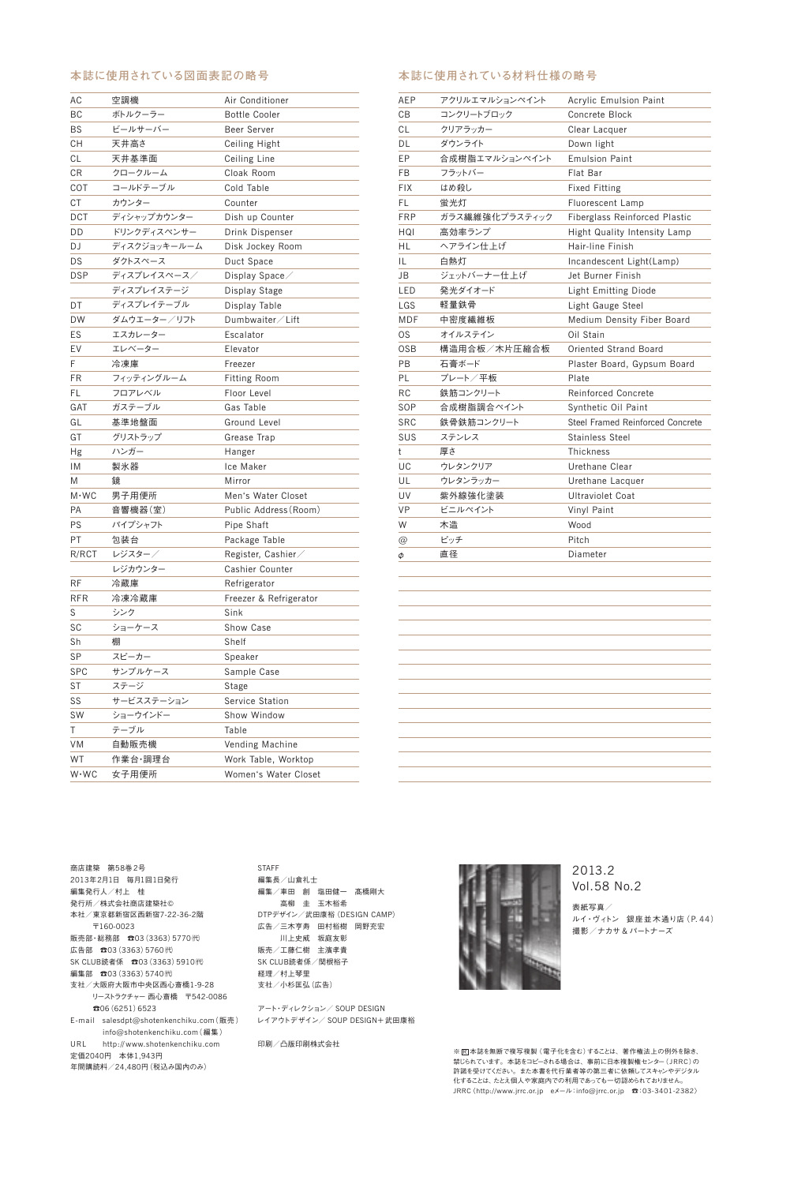## 本誌に使用されている図面表記の略号

| | | |
|---|---|---|
| AC | 空調機 | Air Conditioner |
| BC | ボトルクーラー | Bottle Cooler |
| BS | ビールサーバー | Beer Server |
| CH | 天井高さ | Ceiling Hight |
| CL | 天井基準面 | Ceiling Line |
| CR | クロークルーム | Cloak Room |
| COT | コールドテーブル | Cold Table |
| CT | カウンター | Counter |
| DCT | ディシャップカウンター | Dish up Counter |
| DD | ドリンクディスペンサー | Drink Dispenser |
| DJ | ディスクジョッキールーム | Disk Jockey Room |
| DS | ダクトスペース | Duct Space |
| DSP | ディスプレイスペース／ディスプレイステージ | Display Space／Display Stage |
| DT | ディスプレイテーブル | Display Table |
| DW | ダムウエーター／リフト | Dumbwaiter／Lift |
| ES | エスカレーター | Escalator |
| EV | エレベーター | Elevator |
| F | 冷凍庫 | Freezer |
| FR | フィッティングルーム | Fitting Room |
| FL | フロアレベル | Floor Level |
| GAT | ガステーブル | Gas Table |
| GL | 基準地盤面 | Ground Level |
| GT | グリストラップ | Grease Trap |
| Hg | ハンガー | Hanger |
| IM | 製氷器 | Ice Maker |
| M | 鏡 | Mirror |
| M・WC | 男子用便所 | Men's Water Closet |
| PA | 音響機器（室） | Public Address（Room） |
| PS | パイプシャフト | Pipe Shaft |
| PT | 包装台 | Package Table |
| R/RCT | レジスター／レジカウンター | Register, Cashier／Cashier Counter |
| RF | 冷蔵庫 | Refrigerator |
| RFR | 冷凍冷蔵庫 | Freezer & Refrigerator |
| S | シンク | Sink |
| SC | ショーケース | Show Case |
| Sh | 棚 | Shelf |
| SP | スピーカー | Speaker |
| SPC | サンプルケース | Sample Case |
| ST | ステージ | Stage |
| SS | サービスステーション | Service Station |
| SW | ショーウインドー | Show Window |
| T | テーブル | Table |
| VM | 自動販売機 | Vending Machine |
| WT | 作業台・調理台 | Work Table, Worktop |
| W・WC | 女子用便所 | Women's Water Closet |

## 本誌に使用されている材料仕様の略号

| | | |
|---|---|---|
| AEP | アクリルエマルションペイント | Acrylic Emulsion Paint |
| CB | コンクリートブロック | Concrete Block |
| CL | クリアラッカー | Clear Lacquer |
| DL | ダウンライト | Down light |
| EP | 合成樹脂エマルションペイント | Emulsion Paint |
| FB | フラットバー | Flat Bar |
| FIX | はめ殺し | Fixed Fitting |
| FL | 蛍光灯 | Fluorescent Lamp |
| FRP | ガラス繊維強化プラスティック | Fiberglass Reinforced Plastic |
| HQI | 高効率ランプ | Hight Quality Intensity Lamp |
| HL | ヘアライン仕上げ | Hair-line Finish |
| IL | 白熱灯 | Incandescent Light(Lamp) |
| JB | ジェットバーナー仕上げ | Jet Burner Finish |
| LED | 発光ダイオード | Light Emitting Diode |
| LGS | 軽量鉄骨 | Light Gauge Steel |
| MDF | 中密度繊維板 | Medium Density Fiber Board |
| OS | オイルステイン | Oil Stain |
| OSB | 構造用合板／木片圧縮合板 | Oriented Strand Board |
| PB | 石膏ボード | Plaster Board, Gypsum Board |
| PL | プレート／平板 | Plate |
| RC | 鉄筋コンクリート | Reinforced Concrete |
| SOP | 合成樹脂調合ペイント | Synthetic Oil Paint |
| SRC | 鉄骨鉄筋コンクリート | Steel Framed Reinforced Concrete |
| SUS | ステンレス | Stainless Steel |
| t | 厚さ | Thickness |
| UC | ウレタンクリア | Urethane Clear |
| UL | ウレタンラッカー | Urethane Lacquer |
| UV | 紫外線強化塗装 | Ultraviolet Coat |
| VP | ビニルペイント | Vinyl Paint |
| W | 木造 | Wood |
| @ | ピッチ | Pitch |
| φ | 直径 | Diameter |

商店建築 第58巻2号
2013年2月1日 毎月1回1日発行
編集発行人／村上 桂
発行所／株式会社商店建築社©
本社／東京都新宿区西新宿7-22-36-2階
〒160-0023
販売部・総務部 ☎03（3363）5770㈹
広告部 ☎03（3363）5760㈹
SK CLUB読者係 ☎03（3363）5910㈹
編集部 ☎03（3363）5740㈹
支社／大阪府大阪市中央区西心斎橋1-9-28
リーストラクチャー 西心斎橋 〒542-0086
☎06（6251）6523
E-mail salesdpt@shotenkenchiku.com（販売）
info@shotenkenchiku.com（編集）
URL http://www.shotenkenchiku.com
定価2040円 本体1,943円
年間購読料／24,480円（税込み国内のみ）

STAFF
編集長／山倉礼士
編集／車田 創 塩田健一 高橋剛大
高柳 圭 玉木裕希
DTPデザイン／武田康裕（DESIGN CAMP）
広告／三木亨寿 田村裕樹 岡野充宏
川上史威 坂庭友彰
販売／工藤仁樹 主濱孝貴
SK CLUB読者係／関根裕子
経理／村上琴里
支社／小杉匡弘（広告）

アート・ディレクション／SOUP DESIGN
レイアウトデザイン／SOUP DESIGN＋武田康裕

印刷／凸版印刷株式会社

2013.2
Vol.58 No.2

表紙写真／
ルイ・ヴィトン 銀座並木通り店（P.44）
撮影／ナカサ＆パートナーズ

※ Ⓡ 本誌を無断で複写複製（電子化を含む）することは、著作権法上の例外を除き、禁じられています。本誌をコピーされる場合は、事前に日本複製権センター（JRRC）の許諾を受けてください。また本書を代行業者等の第三者に依頼してスキャンやデジタル化することは、たとえ個人や家庭内での利用であっても一切認められておりません。
JRRC（http://www.jrrc.or.jp eメール：info@jrrc.or.jp ☎：03-3401-2382）